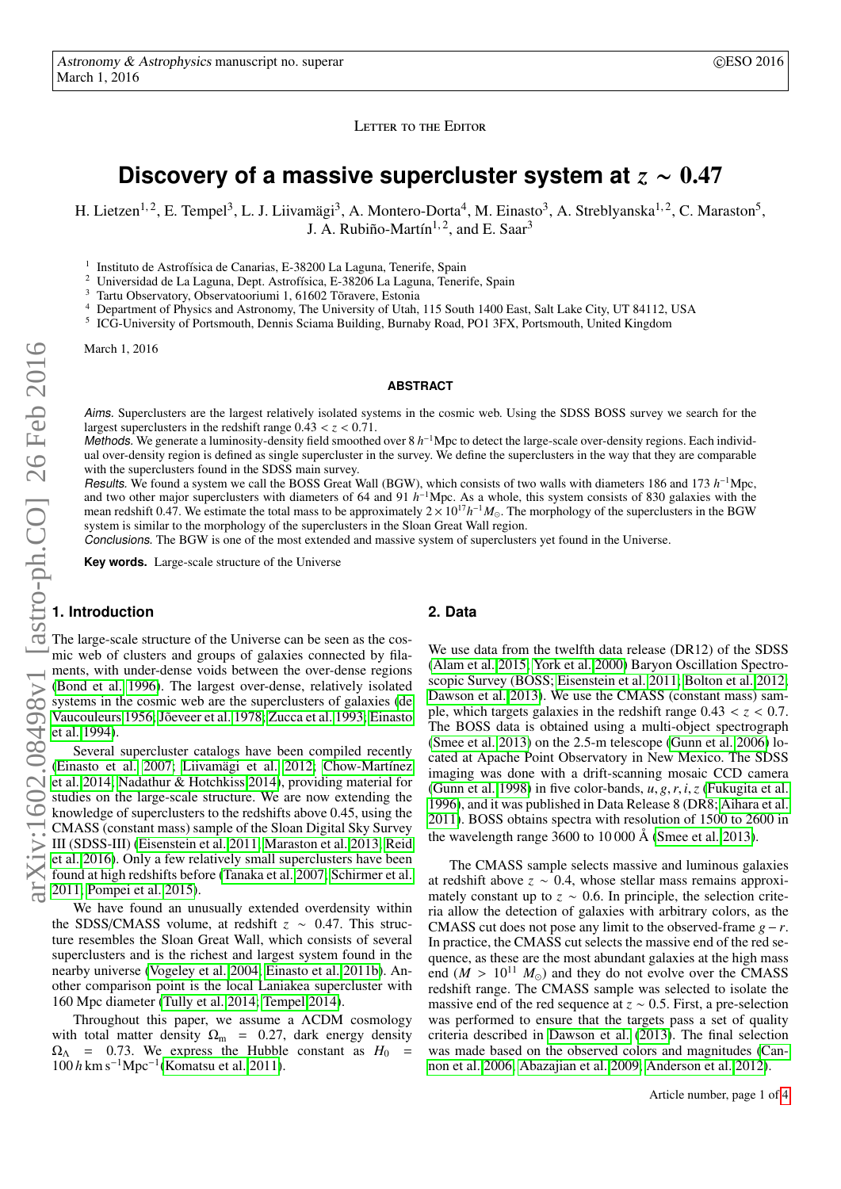Letter to the Editor

# Discovery of a massive supercluster system at $z \sim 0.47$

H. Lietzen[1,2], E. Tempel[3], L. J. Liivamägi[3], A. Montero-Dorta[4], M. Einasto[3], A. Streblyanska[1,2], C. Maraston[5], J. A. Rubiño-Martín[1,2], and E. Saar[3]

[1] Instituto de Astrofísica de Canarias, E-38200 La Laguna, Tenerife, Spain
[2] Universidad de La Laguna, Dept. Astrofísica, E-38206 La Laguna, Tenerife, Spain
[3] Tartu Observatory, Observatooriumi 1, 61602 Tõravere, Estonia
[4] Department of Physics and Astronomy, The University of Utah, 115 South 1400 East, Salt Lake City, UT 84112, USA
[5] ICG-University of Portsmouth, Dennis Sciama Building, Burnaby Road, PO1 3FX, Portsmouth, United Kingdom

March 1, 2016

## ABSTRACT

*Aims.* Superclusters are the largest relatively isolated systems in the cosmic web. Using the SDSS BOSS survey we search for the largest superclusters in the redshift range $0.43 < z < 0.71$.

*Methods.* We generate a luminosity-density field smoothed over 8 $h^{-1}$Mpc to detect the large-scale over-density regions. Each individual over-density region is defined as single supercluster in the survey. We define the superclusters in the way that they are comparable with the superclusters found in the SDSS main survey.

*Results.* We found a system we call the BOSS Great Wall (BGW), which consists of two walls with diameters 186 and 173 $h^{-1}$Mpc, and two other major superclusters with diameters of 64 and 91 $h^{-1}$Mpc. As a whole, this system consists of 830 galaxies with the mean redshift 0.47. We estimate the total mass to be approximately $2 \times 10^{17} h^{-1} M_{\odot}$. The morphology of the superclusters in the BGW system is similar to the morphology of the superclusters in the Sloan Great Wall region.

*Conclusions.* The BGW is one of the most extended and massive system of superclusters yet found in the Universe.

**Key words.** Large-scale structure of the Universe

## 1. Introduction

The large-scale structure of the Universe can be seen as the cosmic web of clusters and groups of galaxies connected by filaments, with under-dense voids between the over-dense regions (Bond et al. 1996). The largest over-dense, relatively isolated systems in the cosmic web are the superclusters of galaxies (de Vaucouleurs 1956; Jõeveer et al. 1978; Zucca et al. 1993; Einasto et al. 1994).

Several supercluster catalogs have been compiled recently (Einasto et al. 2007; Liivamägi et al. 2012; Chow-Martínez et al. 2014; Nadathur & Hotchkiss 2014), providing material for studies on the large-scale structure. We are now extending the knowledge of superclusters to the redshifts above 0.45, using the CMASS (constant mass) sample of the Sloan Digital Sky Survey III (SDSS-III) (Eisenstein et al. 2011; Maraston et al. 2013; Reid et al. 2016). Only a few relatively small superclusters have been found at high redshifts before (Tanaka et al. 2007; Schirmer et al. 2011; Pompei et al. 2015).

We have found an unusually extended overdensity within the SDSS/CMASS volume, at redshift $z \sim 0.47$. This structure resembles the Sloan Great Wall, which consists of several superclusters and is the richest and largest system found in the nearby universe (Vogeley et al. 2004; Einasto et al. 2011b). Another comparison point is the local Laniakea supercluster with 160 Mpc diameter (Tully et al. 2014; Tempel 2014).

Throughout this paper, we assume a ΛCDM cosmology with total matter density $\Omega_{\rm m} = 0.27$, dark energy density $\Omega_{\Lambda} = 0.73$. We express the Hubble constant as $H_0 = 100\,h\,{\rm km\,s^{-1}Mpc^{-1}}$(Komatsu et al. 2011).

## 2. Data

We use data from the twelfth data release (DR12) of the SDSS (Alam et al. 2015; York et al. 2000) Baryon Oscillation Spectroscopic Survey (BOSS; Eisenstein et al. 2011; Bolton et al. 2012; Dawson et al. 2013). We use the CMASS (constant mass) sample, which targets galaxies in the redshift range $0.43 < z < 0.7$. The BOSS data is obtained using a multi-object spectrograph (Smee et al. 2013) on the 2.5-m telescope (Gunn et al. 2006) located at Apache Point Observatory in New Mexico. The SDSS imaging was done with a drift-scanning mosaic CCD camera (Gunn et al. 1998) in five color-bands, $u, g, r, i, z$ (Fukugita et al. 1996), and it was published in Data Release 8 (DR8; Aihara et al. 2011). BOSS obtains spectra with resolution of 1500 to 2600 in the wavelength range 3600 to 10 000 Å (Smee et al. 2013).

The CMASS sample selects massive and luminous galaxies at redshift above $z \sim 0.4$, whose stellar mass remains approximately constant up to $z \sim 0.6$. In principle, the selection criteria allow the detection of galaxies with arbitrary colors, as the CMASS cut does not pose any limit to the observed-frame $g - r$. In practice, the CMASS cut selects the massive end of the red sequence, as these are the most abundant galaxies at the high mass end ($M > 10^{11}\ M_{\odot}$) and they do not evolve over the CMASS redshift range. The CMASS sample was selected to isolate the massive end of the red sequence at $z \sim 0.5$. First, a pre-selection was performed to ensure that the targets pass a set of quality criteria described in Dawson et al. (2013). The final selection was made based on the observed colors and magnitudes (Cannon et al. 2006; Abazajian et al. 2009; Anderson et al. 2012).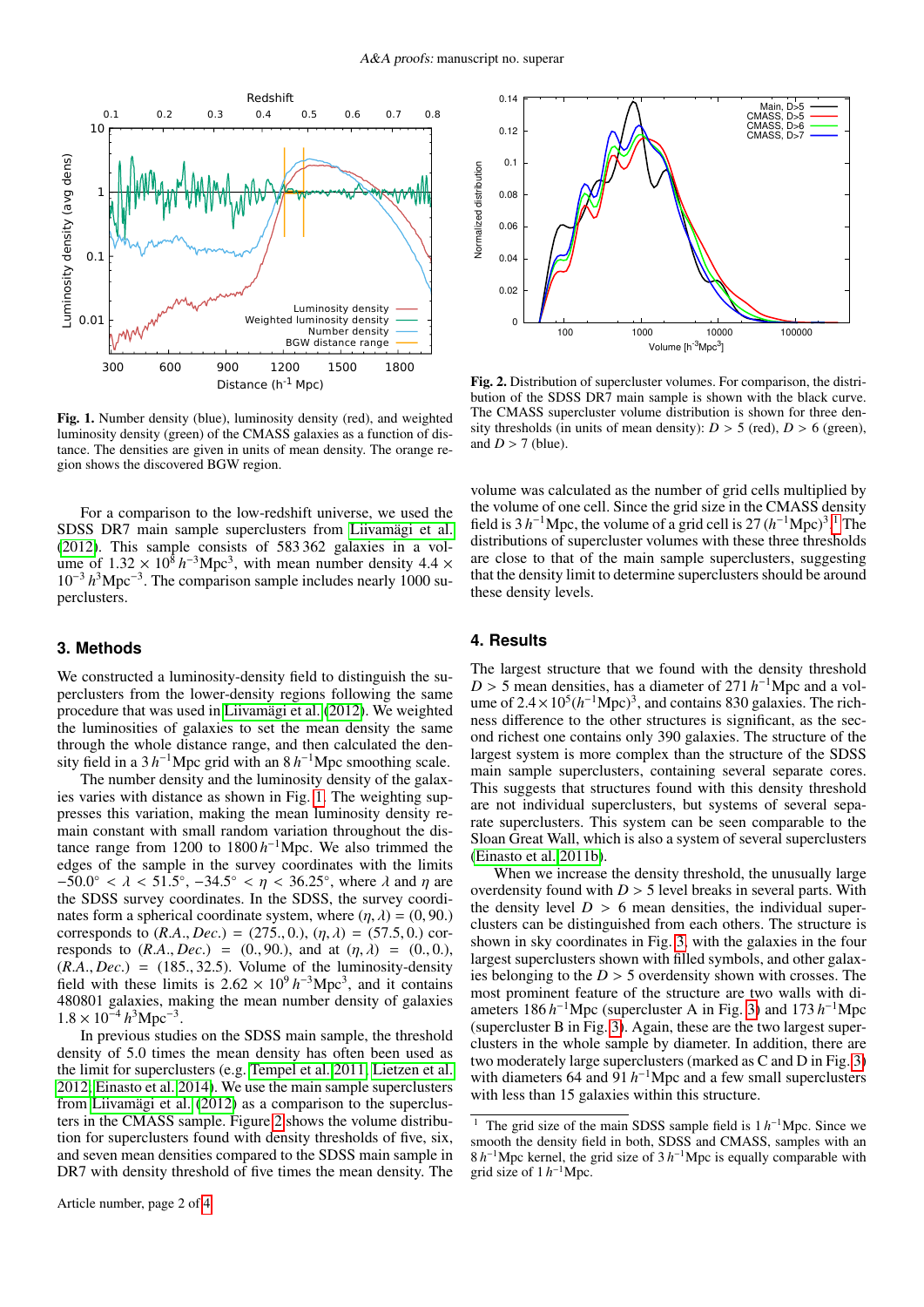**Fig. 1.** Number density (blue), luminosity density (red), and weighted luminosity density (green) of the CMASS galaxies as a function of distance. The densities are given in units of mean density. The orange region shows the discovered BGW region.

**Fig. 2.** Distribution of supercluster volumes. For comparison, the distribution of the SDSS DR7 main sample is shown with the black curve. The CMASS supercluster volume distribution is shown for three density thresholds (in units of mean density): $D > 5$ (red), $D > 6$ (green), and $D > 7$ (blue).

For a comparison to the low-redshift universe, we used the SDSS DR7 main sample superclusters from Liivamägi et al. (2012). This sample consists of 583 362 galaxies in a volume of $1.32 \times 10^8\,h^{-3}\mathrm{Mpc}^3$, with mean number density $4.4 \times 10^{-3}\,h^3\mathrm{Mpc}^{-3}$. The comparison sample includes nearly 1000 superclusters.

## 3. Methods

We constructed a luminosity-density field to distinguish the superclusters from the lower-density regions following the same procedure that was used in Liivamägi et al. (2012). We weighted the luminosities of galaxies to set the mean density the same through the whole distance range, and then calculated the density field in a $3\,h^{-1}$Mpc grid with an $8\,h^{-1}$Mpc smoothing scale.

The number density and the luminosity density of the galaxies varies with distance as shown in Fig. 1. The weighting suppresses this variation, making the mean luminosity density remain constant with small random variation throughout the distance range from 1200 to $1800\,h^{-1}$Mpc. We also trimmed the edges of the sample in the survey coordinates with the limits $-50.0° < \lambda < 51.5°$, $-34.5° < \eta < 36.25°$, where $\lambda$ and $\eta$ are the SDSS survey coordinates. In the SDSS, the survey coordinates form a spherical coordinate system, where $(\eta, \lambda) = (0, 90.)$ corresponds to $(R.A., Dec.) = (275., 0.)$, $(\eta, \lambda) = (57.5, 0.)$ corresponds to $(R.A., Dec.) = (0., 90.)$, and at $(\eta, \lambda) = (0., 0.)$, $(R.A., Dec.) = (185., 32.5)$. Volume of the luminosity-density field with these limits is $2.62 \times 10^9\,h^{-3}\mathrm{Mpc}^3$, and it contains 480801 galaxies, making the mean number density of galaxies $1.8 \times 10^{-4}\,h^3\mathrm{Mpc}^{-3}$.

In previous studies on the SDSS main sample, the threshold density of 5.0 times the mean density has often been used as the limit for superclusters (e.g. Tempel et al. 2011; Lietzen et al. 2012; Einasto et al. 2014). We use the main sample superclusters from Liivamägi et al. (2012) as a comparison to the superclusters in the CMASS sample. Figure 2 shows the volume distribution for superclusters found with density thresholds of five, six, and seven mean densities compared to the SDSS main sample in DR7 with density threshold of five times the mean density. The volume was calculated as the number of grid cells multiplied by the volume of one cell. Since the grid size in the CMASS density field is $3\,h^{-1}$Mpc, the volume of a grid cell is $27\,(h^{-1}\mathrm{Mpc})^3$.[1] The distributions of supercluster volumes with these three thresholds are close to that of the main sample superclusters, suggesting that the density limit to determine superclusters should be around these density levels.

## 4. Results

The largest structure that we found with the density threshold $D > 5$ mean densities, has a diameter of $271\,h^{-1}$Mpc and a volume of $2.4 \times 10^5 (h^{-1}\mathrm{Mpc})^3$, and contains 830 galaxies. The richness difference to the other structures is significant, as the second richest one contains only 390 galaxies. The structure of the largest system is more complex than the structure of the SDSS main sample superclusters, containing several separate cores. This suggests that structures found with this density threshold are not individual superclusters, but systems of several separate superclusters. This system can be seen comparable to the Sloan Great Wall, which is also a system of several superclusters (Einasto et al. 2011b).

When we increase the density threshold, the unusually large overdensity found with $D > 5$ level breaks in several parts. With the density level $D > 6$ mean densities, the individual superclusters can be distinguished from each others. The structure is shown in sky coordinates in Fig. 3, with the galaxies in the four largest superclusters shown with filled symbols, and other galaxies belonging to the $D > 5$ overdensity shown with crosses. The most prominent feature of the structure are two walls with diameters $186\,h^{-1}$Mpc (supercluster A in Fig. 3) and $173\,h^{-1}$Mpc (supercluster B in Fig. 3). Again, these are the two largest superclusters in the whole sample by diameter. In addition, there are two moderately large superclusters (marked as C and D in Fig. 3) with diameters 64 and $91\,h^{-1}$Mpc and a few small superclusters with less than 15 galaxies within this structure.

[1] The grid size of the main SDSS sample field is $1\,h^{-1}$Mpc. Since we smooth the density field in both, SDSS and CMASS, samples with an $8\,h^{-1}$Mpc kernel, the grid size of $3\,h^{-1}$Mpc is equally comparable with grid size of $1\,h^{-1}$Mpc.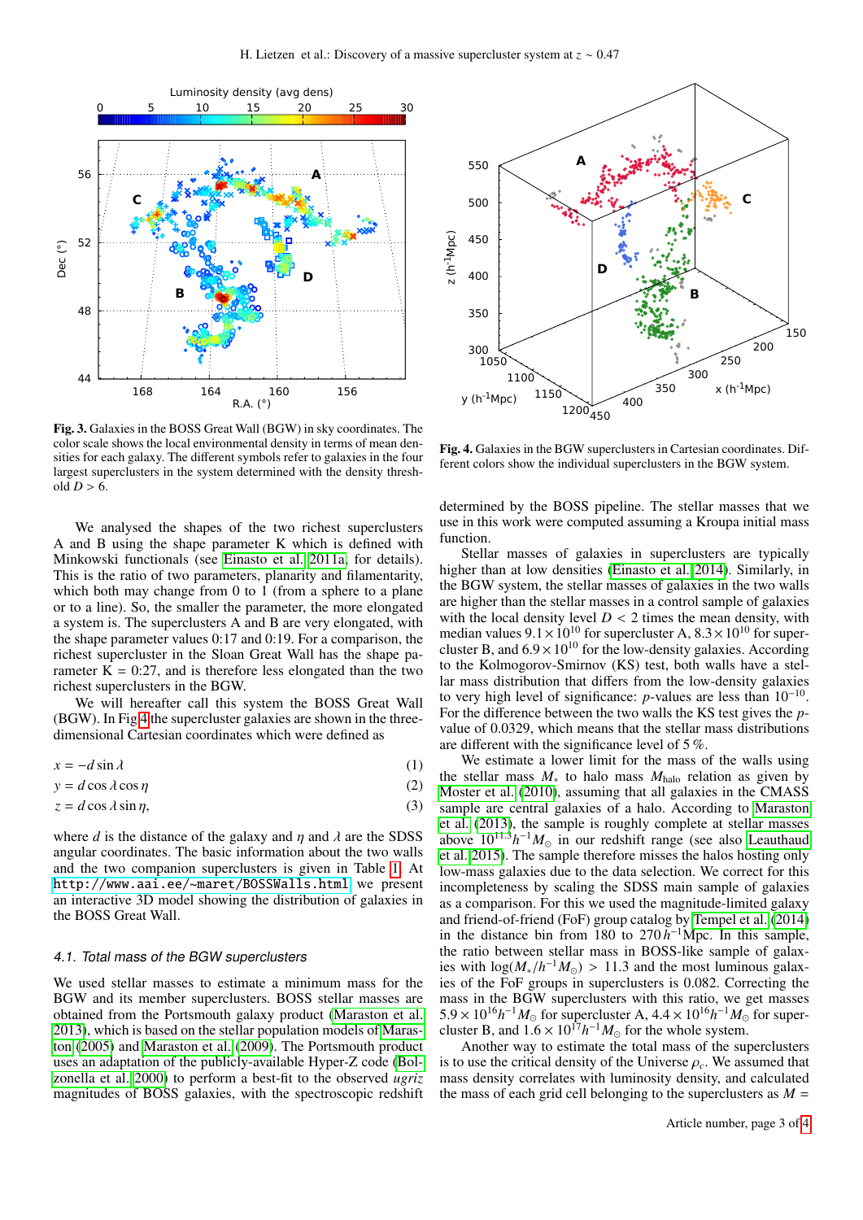Fig. 3. Galaxies in the BOSS Great Wall (BGW) in sky coordinates. The color scale shows the local environmental density in terms of mean densities for each galaxy. The different symbols refer to galaxies in the four largest superclusters in the system determined with the density threshold $D > 6$.

Fig. 4. Galaxies in the BGW superclusters in Cartesian coordinates. Different colors show the individual superclusters in the BGW system.

We analysed the shapes of the two richest superclusters A and B using the shape parameter K which is defined with Minkowski functionals (see Einasto et al. 2011a, for details). This is the ratio of two parameters, planarity and filamentarity, which both may change from 0 to 1 (from a sphere to a plane or to a line). So, the smaller the parameter, the more elongated a system is. The superclusters A and B are very elongated, with the shape parameter values 0:17 and 0:19. For a comparison, the richest supercluster in the Sloan Great Wall has the shape parameter K = 0:27, and is therefore less elongated than the two richest superclusters in the BGW.

We will hereafter call this system the BOSS Great Wall (BGW). In Fig 4 the supercluster galaxies are shown in the three-dimensional Cartesian coordinates which were defined as

$$x = -d \sin \lambda \quad (1)$$

$$y = d \cos \lambda \cos \eta \quad (2)$$

$$z = d \cos \lambda \sin \eta, \quad (3)$$

where $d$ is the distance of the galaxy and $\eta$ and $\lambda$ are the SDSS angular coordinates. The basic information about the two walls and the two companion superclusters is given in Table 1. At http://www.aai.ee/~maret/BOSSWalls.html we present an interactive 3D model showing the distribution of galaxies in the BOSS Great Wall.

### 4.1. Total mass of the BGW superclusters

We used stellar masses to estimate a minimum mass for the BGW and its member superclusters. BOSS stellar masses are obtained from the Portsmouth galaxy product (Maraston et al. 2013), which is based on the stellar population models of Maraston (2005) and Maraston et al. (2009). The Portsmouth product uses an adaptation of the publicly-available Hyper-Z code (Bolzonella et al. 2000) to perform a best-fit to the observed *ugriz* magnitudes of BOSS galaxies, with the spectroscopic redshift determined by the BOSS pipeline. The stellar masses that we use in this work were computed assuming a Kroupa initial mass function.

Stellar masses of galaxies in superclusters are typically higher than at low densities (Einasto et al. 2014). Similarly, in the BGW system, the stellar masses of galaxies in the two walls are higher than the stellar masses in a control sample of galaxies with the local density level $D < 2$ times the mean density, with median values $9.1 \times 10^{10}$ for supercluster A, $8.3 \times 10^{10}$ for supercluster B, and $6.9 \times 10^{10}$ for the low-density galaxies. According to the Kolmogorov-Smirnov (KS) test, both walls have a stellar mass distribution that differs from the low-density galaxies to very high level of significance: $p$-values are less than $10^{-10}$. For the difference between the two walls the KS test gives the $p$-value of 0.0329, which means that the stellar mass distributions are different with the significance level of 5 %.

We estimate a lower limit for the mass of the walls using the stellar mass $M_*$ to halo mass $M_{\rm halo}$ relation as given by Moster et al. (2010), assuming that all galaxies in the CMASS sample are central galaxies of a halo. According to Maraston et al. (2013), the sample is roughly complete at stellar masses above $10^{11.3} h^{-1} M_\odot$ in our redshift range (see also Leauthaud et al. 2015). The sample therefore misses the halos hosting only low-mass galaxies due to the data selection. We correct for this incompleteness by scaling the SDSS main sample of galaxies as a comparison. For this we used the magnitude-limited galaxy and friend-of-friend (FoF) group catalog by Tempel et al. (2014) in the distance bin from 180 to 270 $h^{-1}$Mpc. In this sample, the ratio between stellar mass in BOSS-like sample of galaxies with $\log(M_*/h^{-1}M_\odot) > 11.3$ and the most luminous galaxies of the FoF groups in superclusters is 0.082. Correcting the mass in the BGW superclusters with this ratio, we get masses $5.9 \times 10^{16} h^{-1} M_\odot$ for supercluster A, $4.4 \times 10^{16} h^{-1} M_\odot$ for supercluster B, and $1.6 \times 10^{17} h^{-1} M_\odot$ for the whole system.

Another way to estimate the total mass of the superclusters is to use the critical density of the Universe $\rho_c$. We assumed that mass density correlates with luminosity density, and calculated the mass of each grid cell belonging to the superclusters as $M =$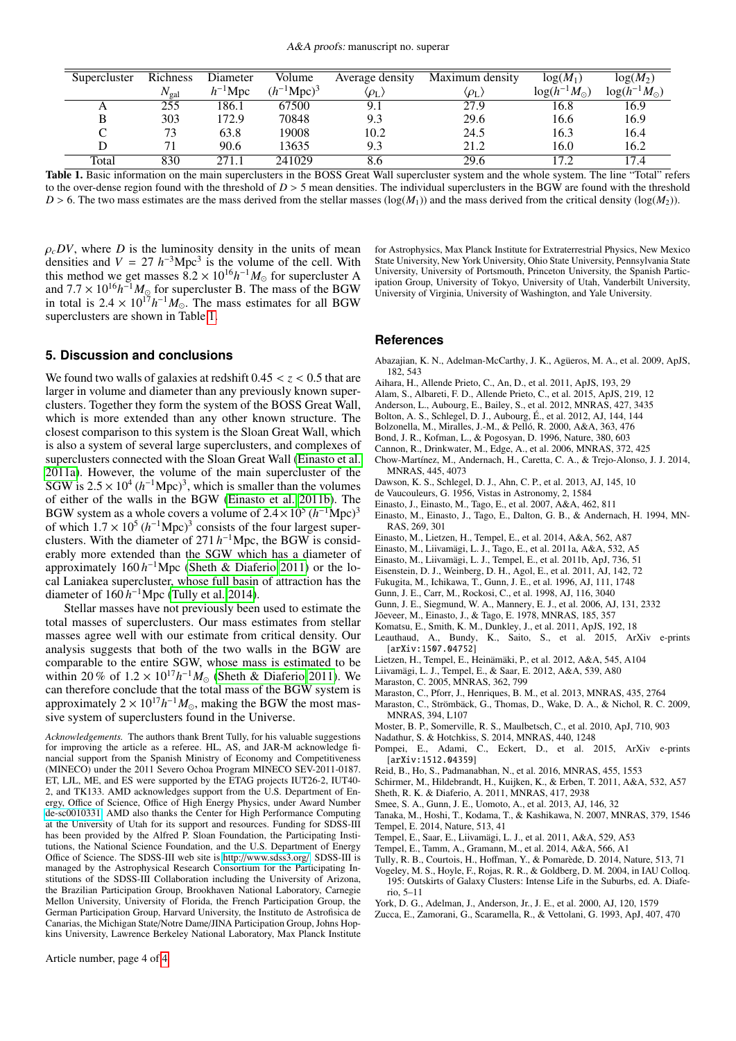| Supercluster | Richness | Diameter | Volume | Average density | Maximum density | $\log(M_1)$ | $\log(M_2)$ |
|---|---|---|---|---|---|---|---|
| | $N_{\rm gal}$ | $h^{-1}$Mpc | $(h^{-1}{\rm Mpc})^3$ | $\langle\rho_{\rm L}\rangle$ | $\langle\rho_{\rm L}\rangle$ | $\log(h^{-1}M_\odot)$ | $\log(h^{-1}M_\odot)$ |
| A | 255 | 186.1 | 67500 | 9.1 | 27.9 | 16.8 | 16.9 |
| B | 303 | 172.9 | 70848 | 9.3 | 29.6 | 16.6 | 16.9 |
| C | 73 | 63.8 | 19008 | 10.2 | 24.5 | 16.3 | 16.4 |
| D | 71 | 90.6 | 13635 | 9.3 | 21.2 | 16.0 | 16.2 |
| Total | 830 | 271.1 | 241029 | 8.6 | 29.6 | 17.2 | 17.4 |

**Table 1.** Basic information on the main superclusters in the BOSS Great Wall supercluster system and the whole system. The line "Total" refers to the over-dense region found with the threshold of $D > 5$ mean densities. The individual superclusters in the BGW are found with the threshold $D > 6$. The two mass estimates are the mass derived from the stellar masses ($\log(M_1)$) and the mass derived from the critical density ($\log(M_2)$).

$\rho_c DV$, where $D$ is the luminosity density in the units of mean densities and $V = 27\ h^{-3}{\rm Mpc}^3$ is the volume of the cell. With this method we get masses $8.2 \times 10^{16} h^{-1} M_\odot$ for supercluster A and $7.7 \times 10^{16} h^{-1} M_\odot$ for supercluster B. The mass of the BGW in total is $2.4 \times 10^{17} h^{-1} M_\odot$. The mass estimates for all BGW superclusters are shown in Table 1.

## 5. Discussion and conclusions

We found two walls of galaxies at redshift $0.45 < z < 0.5$ that are larger in volume and diameter than any previously known superclusters. Together they form the system of the BOSS Great Wall, which is more extended than any other known structure. The closest comparison to this system is the Sloan Great Wall, which is also a system of several large superclusters, and complexes of superclusters connected with the Sloan Great Wall (Einasto et al. 2011a). However, the volume of the main supercluster of the SGW is $2.5 \times 10^4\ (h^{-1}{\rm Mpc})^3$, which is smaller than the volumes of either of the walls in the BGW (Einasto et al. 2011b). The BGW system as a whole covers a volume of $2.4 \times 10^5\ (h^{-1}{\rm Mpc})^3$ of which $1.7 \times 10^5\ (h^{-1}{\rm Mpc})^3$ consists of the four largest superclusters. With the diameter of $271\, h^{-1}$Mpc, the BGW is considerably more extended than the SGW which has a diameter of approximately $160\, h^{-1}$Mpc (Sheth & Diaferio 2011) or the local Laniakea supercluster, whose full basin of attraction has the diameter of $160\, h^{-1}$Mpc (Tully et al. 2014).

Stellar masses have not previously been used to estimate the total masses of superclusters. Our mass estimates from stellar masses agree well with our estimate from critical density. Our analysis suggests that both of the two walls in the BGW are comparable to the entire SGW, whose mass is estimated to be within 20 % of $1.2 \times 10^{17} h^{-1} M_\odot$ (Sheth & Diaferio 2011). We can therefore conclude that the total mass of the BGW system is approximately $2 \times 10^{17} h^{-1} M_\odot$, making the BGW the most massive system of superclusters found in the Universe.

*Acknowledgements.* The authors thank Brent Tully, for his valuable suggestions for improving the article as a referee. HL, AS, and JAR-M acknowledge financial support from the Spanish Ministry of Economy and Competitiveness (MINECO) under the 2011 Severo Ochoa Program MINECO SEV-2011-0187. ET, LJL, ME, and ES were supported by the ETAG projects IUT26-2, IUT40-2, and TK133. AMD acknowledges support from the U.S. Department of Energy, Office of Science, Office of High Energy Physics, under Award Number de-sc0010331. AMD also thanks the Center for High Performance Computing at the University of Utah for its support and resources. Funding for SDSS-III has been provided by the Alfred P. Sloan Foundation, the Participating Institutions, the National Science Foundation, and the U.S. Department of Energy Office of Science. The SDSS-III web site is http://www.sdss3.org/. SDSS-III is managed by the Astrophysical Research Consortium for the Participating Institutions of the SDSS-III Collaboration including the University of Arizona, the Brazilian Participation Group, Brookhaven National Laboratory, Carnegie Mellon University, University of Florida, the French Participation Group, the German Participation Group, Harvard University, the Instituto de Astrofisica de Canarias, the Michigan State/Notre Dame/JINA Participation Group, Johns Hopkins University, Lawrence Berkeley National Laboratory, Max Planck Institute for Astrophysics, Max Planck Institute for Extraterrestrial Physics, New Mexico State University, New York University, Ohio State University, Pennsylvania State University, University of Portsmouth, Princeton University, the Spanish Participation Group, University of Tokyo, University of Utah, Vanderbilt University, University of Virginia, University of Washington, and Yale University.

## References

Abazajian, K. N., Adelman-McCarthy, J. K., Agüeros, M. A., et al. 2009, ApJS, 182, 543
Aihara, H., Allende Prieto, C., An, D., et al. 2011, ApJS, 193, 29
Alam, S., Albareti, F. D., Allende Prieto, C., et al. 2015, ApJS, 219, 12
Anderson, L., Aubourg, E., Bailey, S., et al. 2012, MNRAS, 427, 3435
Bolton, A. S., Schlegel, D. J., Aubourg, É., et al. 2012, AJ, 144, 144
Bolzonella, M., Miralles, J.-M., & Pelló, R. 2000, A&A, 363, 476
Bond, J. R., Kofman, L., & Pogosyan, D. 1996, Nature, 380, 603
Cannon, R., Drinkwater, M., Edge, A., et al. 2006, MNRAS, 372, 425
Chow-Martínez, M., Andernach, H., Caretta, C. A., & Trejo-Alonso, J. J. 2014, MNRAS, 445, 4073
Dawson, K. S., Schlegel, D. J., Ahn, C. P., et al. 2013, AJ, 145, 10
de Vaucouleurs, G. 1956, Vistas in Astronomy, 2, 1584
Einasto, J., Einasto, M., Tago, E., et al. 2007, A&A, 462, 811
Einasto, M., Einasto, J., Tago, E., Dalton, G. B., & Andernach, H. 1994, MNRAS, 269, 301
Einasto, M., Lietzen, H., Tempel, E., et al. 2014, A&A, 562, A87
Einasto, M., Liivamägi, L. J., Tago, E., et al. 2011a, A&A, 532, A5
Einasto, M., Liivamägi, L. J., Tempel, E., et al. 2011b, ApJ, 736, 51
Eisenstein, D. J., Weinberg, D. H., Agol, E., et al. 2011, AJ, 142, 72
Fukugita, M., Ichikawa, T., Gunn, J. E., et al. 1996, AJ, 111, 1748
Gunn, J. E., Carr, M., Rockosi, C., et al. 1998, AJ, 116, 3040
Gunn, J. E., Siegmund, W. A., Mannery, E. J., et al. 2006, AJ, 131, 2332
Jõeveer, M., Einasto, J., & Tago, E. 1978, MNRAS, 185, 357
Komatsu, E., Smith, K. M., Dunkley, J., et al. 2011, ApJS, 192, 18
Leauthaud, A., Bundy, K., Saito, S., et al. 2015, ArXiv e-prints [arXiv:1507.04752]
Lietzen, H., Tempel, E., Heinämäki, P., et al. 2012, A&A, 545, A104
Liivamägi, L. J., Tempel, E., & Saar, E. 2012, A&A, 539, A80
Maraston, C. 2005, MNRAS, 362, 799
Maraston, C., Pforr, J., Henriques, B. M., et al. 2013, MNRAS, 435, 2764
Maraston, C., Strömbäck, G., Thomas, D., Wake, D. A., & Nichol, R. C. 2009, MNRAS, 394, L107
Moster, B. P., Somerville, R. S., Maulbetsch, C., et al. 2010, ApJ, 710, 903
Nadathur, S. & Hotchkiss, S. 2014, MNRAS, 440, 1248
Pompei, E., Adami, C., Eckert, D., et al. 2015, ArXiv e-prints [arXiv:1512.04359]
Reid, B., Ho, S., Padmanabhan, N., et al. 2016, MNRAS, 455, 1553
Schirmer, M., Hildebrandt, H., Kuijken, K., & Erben, T. 2011, A&A, 532, A57
Sheth, R. K. & Diaferio, A. 2011, MNRAS, 417, 2938
Smee, S. A., Gunn, J. E., Uomoto, A., et al. 2013, AJ, 146, 32
Tanaka, M., Hoshi, T., Kodama, T., & Kashikawa, N. 2007, MNRAS, 379, 1546
Tempel, E. 2014, Nature, 513, 41
Tempel, E., Saar, E., Liivamägi, L. J., et al. 2011, A&A, 529, A53
Tempel, E., Tamm, A., Gramann, M., et al. 2014, A&A, 566, A1
Tully, R. B., Courtois, H., Hoffman, Y., & Pomarède, D. 2014, Nature, 513, 71
Vogeley, M. S., Hoyle, F., Rojas, R. R., & Goldberg, D. M. 2004, in IAU Colloq. 195: Outskirts of Galaxy Clusters: Intense Life in the Suburbs, ed. A. Diaferio, 5–11
York, D. G., Adelman, J., Anderson, Jr., J. E., et al. 2000, AJ, 120, 1579
Zucca, E., Zamorani, G., Scaramella, R., & Vettolani, G. 1993, ApJ, 407, 470